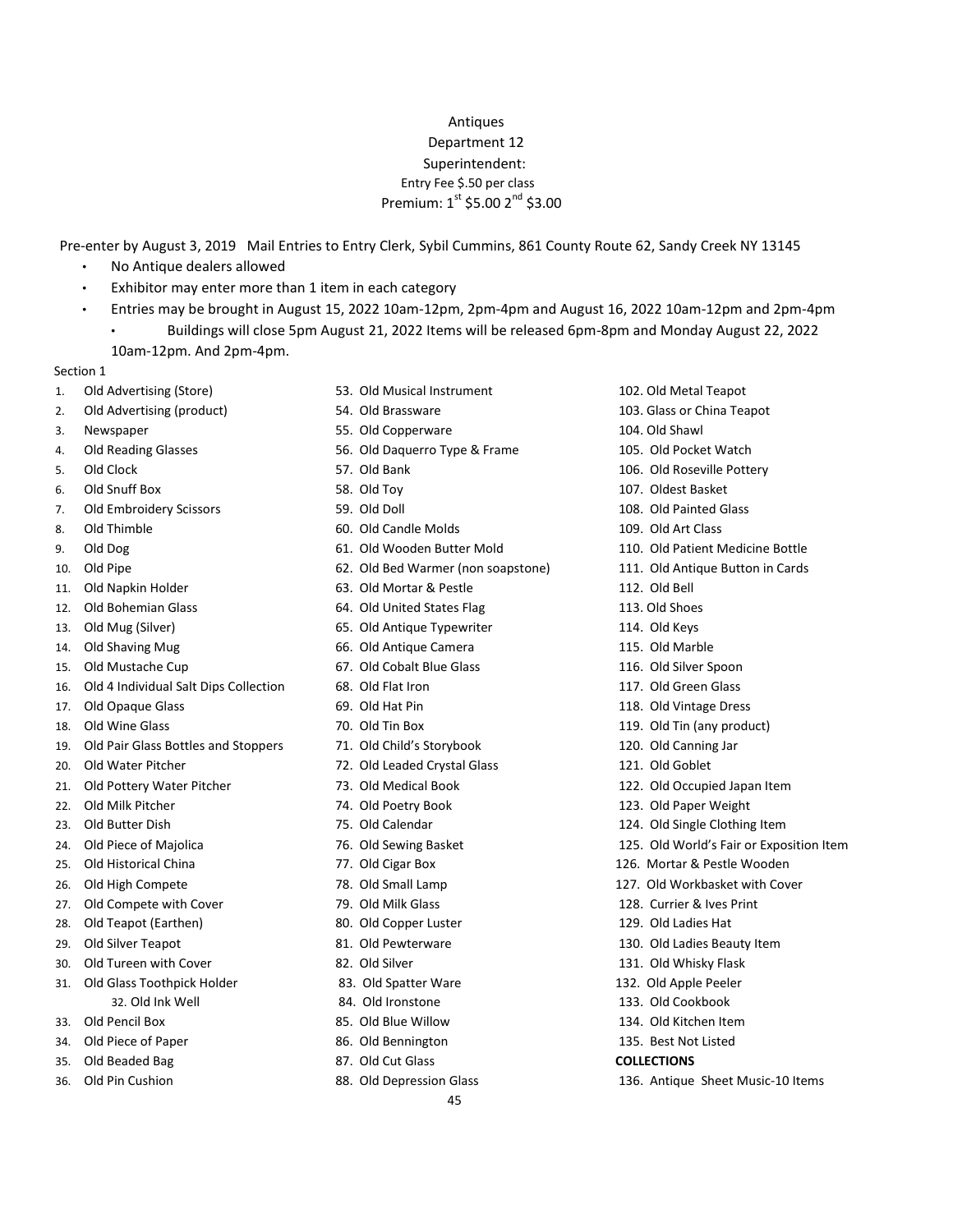# Antiques

## Department 12

Superintendent:

Entry Fee $.50 per class

Premium: 1st $5.00 2nd $3.00

Pre-enter by August 3, 2019 Mail Entries to Entry Clerk, Sybil Cummins, 861 County Route 62, Sandy Creek NY 13145

- No Antique dealers allowed
- Exhibitor may enter more than 1 item in each category
- Entries may be brought in August 15, 2022 10am-12pm, 2pm-4pm and August 16, 2022 10am-12pm and 2pm-4pm
  - Buildings will close 5pm August 21, 2022 Items will be released 6pm-8pm and Monday August 22, 2022 10am-12pm. And 2pm-4pm.

Section 1

1. Old Advertising (Store)
2. Old Advertising (product)
3. Newspaper
4. Old Reading Glasses
5. Old Clock
6. Old Snuff Box
7. Old Embroidery Scissors
8. Old Thimble
9. Old Dog
10. Old Pipe
11. Old Napkin Holder
12. Old Bohemian Glass
13. Old Mug (Silver)
14. Old Shaving Mug
15. Old Mustache Cup
16. Old 4 Individual Salt Dips Collection
17. Old Opaque Glass
18. Old Wine Glass
19. Old Pair Glass Bottles and Stoppers
20. Old Water Pitcher
21. Old Pottery Water Pitcher
22. Old Milk Pitcher
23. Old Butter Dish
24. Old Piece of Majolica
25. Old Historical China
26. Old High Compete
27. Old Compete with Cover
28. Old Teapot (Earthen)
29. Old Silver Teapot
30. Old Tureen with Cover
31. Old Glass Toothpick Holder
32. Old Ink Well
33. Old Pencil Box
34. Old Piece of Paper
35. Old Beaded Bag
36. Old Pin Cushion

53. Old Musical Instrument
54. Old Brassware
55. Old Copperware
56. Old Daquerro Type & Frame
57. Old Bank
58. Old Toy
59. Old Doll
60. Old Candle Molds
61. Old Wooden Butter Mold
62. Old Bed Warmer (non soapstone)
63. Old Mortar & Pestle
64. Old United States Flag
65. Old Antique Typewriter
66. Old Antique Camera
67. Old Cobalt Blue Glass
68. Old Flat Iron
69. Old Hat Pin
70. Old Tin Box
71. Old Child's Storybook
72. Old Leaded Crystal Glass
73. Old Medical Book
74. Old Poetry Book
75. Old Calendar
76. Old Sewing Basket
77. Old Cigar Box
78. Old Small Lamp
79. Old Milk Glass
80. Old Copper Luster
81. Old Pewterware
82. Old Silver
83. Old Spatter Ware
84. Old Ironstone
85. Old Blue Willow
86. Old Bennington
87. Old Cut Glass
88. Old Depression Glass

102. Old Metal Teapot
103. Glass or China Teapot
104. Old Shawl
105. Old Pocket Watch
106. Old Roseville Pottery
107. Oldest Basket
108. Old Painted Glass
109. Old Art Class
110. Old Patient Medicine Bottle
111. Old Antique Button in Cards
112. Old Bell
113. Old Shoes
114. Old Keys
115. Old Marble
116. Old Silver Spoon
117. Old Green Glass
118. Old Vintage Dress
119. Old Tin (any product)
120. Old Canning Jar
121. Old Goblet
122. Old Occupied Japan Item
123. Old Paper Weight
124. Old Single Clothing Item
125. Old World's Fair or Exposition Item
126. Mortar & Pestle Wooden
127. Old Workbasket with Cover
128. Currier & Ives Print
129. Old Ladies Hat
130. Old Ladies Beauty Item
131. Old Whisky Flask
132. Old Apple Peeler
133. Old Cookbook
134. Old Kitchen Item
135. Best Not Listed

**COLLECTIONS**

136. Antique Sheet Music-10 Items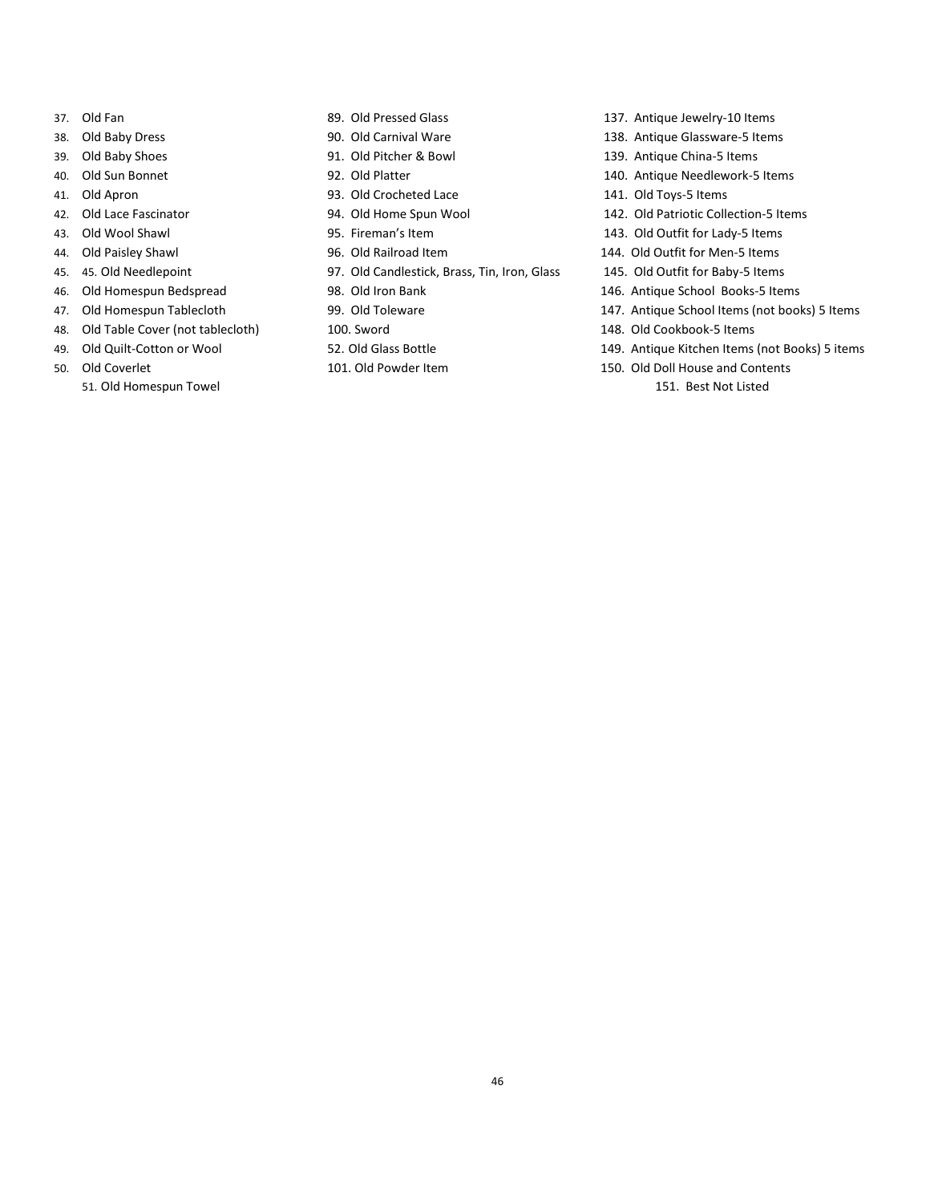37. Old Fan
38. Old Baby Dress
39. Old Baby Shoes
40. Old Sun Bonnet
41. Old Apron
42. Old Lace Fascinator
43. Old Wool Shawl
44. Old Paisley Shawl
45. 45. Old Needlepoint
46. Old Homespun Bedspread
47. Old Homespun Tablecloth
48. Old Table Cover (not tablecloth)
49. Old Quilt-Cotton or Wool
50. Old Coverlet
51. Old Homespun Towel

89. Old Pressed Glass
90. Old Carnival Ware
91. Old Pitcher & Bowl
92. Old Platter
93. Old Crocheted Lace
94. Old Home Spun Wool
95. Fireman's Item
96. Old Railroad Item
97. Old Candlestick, Brass, Tin, Iron, Glass
98. Old Iron Bank
99. Old Toleware
100. Sword
52. Old Glass Bottle
101. Old Powder Item

137. Antique Jewelry-10 Items
138. Antique Glassware-5 Items
139. Antique China-5 Items
140. Antique Needlework-5 Items
141. Old Toys-5 Items
142. Old Patriotic Collection-5 Items
143. Old Outfit for Lady-5 Items
144. Old Outfit for Men-5 Items
145. Old Outfit for Baby-5 Items
146. Antique School Books-5 Items
147. Antique School Items (not books) 5 Items
148. Old Cookbook-5 Items
149. Antique Kitchen Items (not Books) 5 items
150. Old Doll House and Contents
151. Best Not Listed